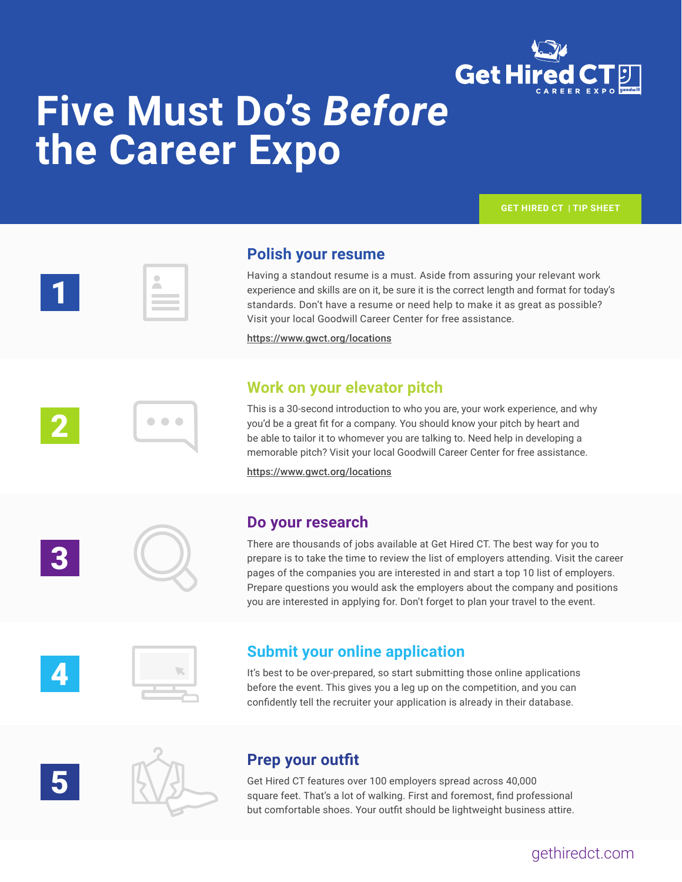Get Hired CT CAREER EXPO

# Five Must Do's *Before* the Career Expo

GET HIRED CT | TIP SHEET

## 1 Polish your resume

Having a standout resume is a must. Aside from assuring your relevant work experience and skills are on it, be sure it is the correct length and format for today's standards. Don't have a resume or need help to make it as great as possible? Visit your local Goodwill Career Center for free assistance.

https://www.gwct.org/locations

## 2 Work on your elevator pitch

This is a 30-second introduction to who you are, your work experience, and why you'd be a great fit for a company. You should know your pitch by heart and be able to tailor it to whomever you are talking to. Need help in developing a memorable pitch? Visit your local Goodwill Career Center for free assistance.

https://www.gwct.org/locations

## 3 Do your research

There are thousands of jobs available at Get Hired CT. The best way for you to prepare is to take the time to review the list of employers attending. Visit the career pages of the companies you are interested in and start a top 10 list of employers. Prepare questions you would ask the employers about the company and positions you are interested in applying for. Don't forget to plan your travel to the event.

## 4 Submit your online application

It's best to be over-prepared, so start submitting those online applications before the event. This gives you a leg up on the competition, and you can confidently tell the recruiter your application is already in their database.

## 5 Prep your outfit

Get Hired CT features over 100 employers spread across 40,000 square feet. That's a lot of walking. First and foremost, find professional but comfortable shoes. Your outfit should be lightweight business attire.

gethiredct.com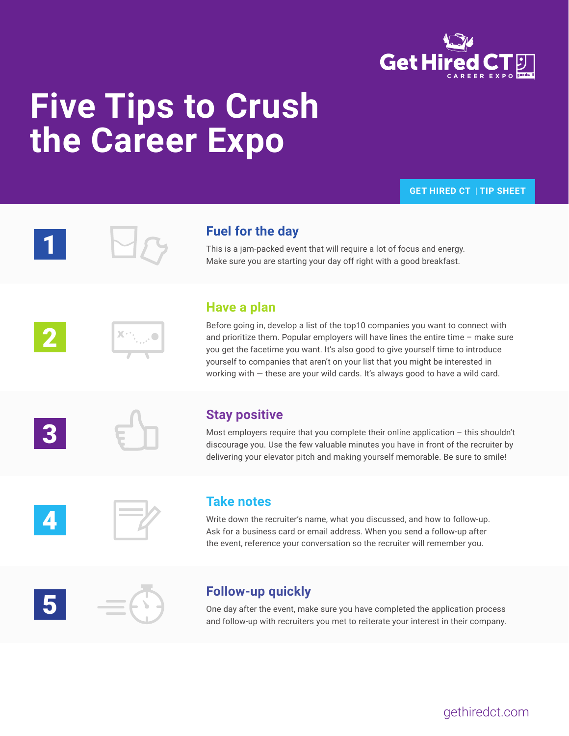Get Hired CT
CAREER EXPO

# Five Tips to Crush the Career Expo

GET HIRED CT | TIP SHEET

## 1 Fuel for the day

This is a jam-packed event that will require a lot of focus and energy. Make sure you are starting your day off right with a good breakfast.

## 2 Have a plan

Before going in, develop a list of the top10 companies you want to connect with and prioritize them. Popular employers will have lines the entire time – make sure you get the facetime you want. It's also good to give yourself time to introduce yourself to companies that aren't on your list that you might be interested in working with — these are your wild cards. It's always good to have a wild card.

## 3 Stay positive

Most employers require that you complete their online application – this shouldn't discourage you. Use the few valuable minutes you have in front of the recruiter by delivering your elevator pitch and making yourself memorable. Be sure to smile!

## 4 Take notes

Write down the recruiter's name, what you discussed, and how to follow-up. Ask for a business card or email address. When you send a follow-up after the event, reference your conversation so the recruiter will remember you.

## 5 Follow-up quickly

One day after the event, make sure you have completed the application process and follow-up with recruiters you met to reiterate your interest in their company.

gethiredct.com